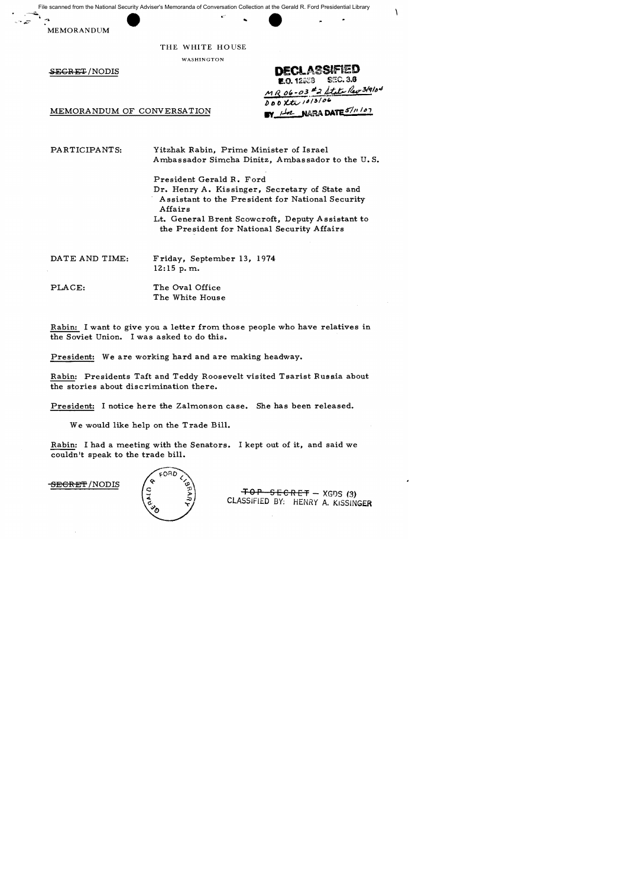MEMORANDUM

THE WHITE HOUSE

WASHINGTON

~~SECRET~~/NODIS

**DECLASSIFIED**
E.O. 12958 SEC. 3.6
MR 06-03 #2 State Rev 3/9/04
DOD Ltr 10/3/06
BY [illegible] NARA DATE 5/11/07

MEMORANDUM OF CONVERSATION

PARTICIPANTS: Yitzhak Rabin, Prime Minister of Israel
Ambassador Simcha Dinitz, Ambassador to the U. S.

President Gerald R. Ford
Dr. Henry A. Kissinger, Secretary of State and Assistant to the President for National Security Affairs
Lt. General Brent Scowcroft, Deputy Assistant to the President for National Security Affairs

DATE AND TIME: Friday, September 13, 1974
12:15 p.m.

PLACE: The Oval Office
The White House

Rabin: I want to give you a letter from those people who have relatives in the Soviet Union. I was asked to do this.

President: We are working hard and are making headway.

Rabin: Presidents Taft and Teddy Roosevelt visited Tsarist Russia about the stories about discrimination there.

President: I notice here the Zalmonson case. She has been released.

We would like help on the Trade Bill.

Rabin: I had a meeting with the Senators. I kept out of it, and said we couldn't speak to the trade bill.

~~SECRET~~/NODIS

~~TOP SECRET~~ – XGDS (3)
CLASSIFIED BY: HENRY A. KISSINGER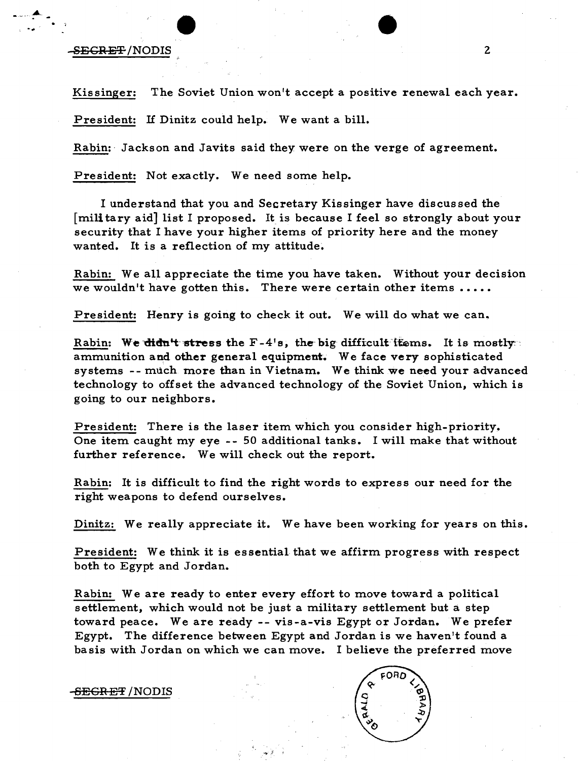Kissinger: The Soviet Union won't accept a positive renewal each year.

President: If Dinitz could help. We want a bill.

Rabin: Jackson and Javits said they were on the verge of agreement.

President: Not exactly. We need some help.

I understand that you and Secretary Kissinger have discussed the [military aid] list I proposed. It is because I feel so strongly about your security that I have your higher items of priority here and the money wanted. It is a reflection of my attitude.

Rabin: We all appreciate the time you have taken. Without your decision we wouldn't have gotten this. There were certain other items .....

President: Henry is going to check it out. We will do what we can.

Rabin: We didn't stress the F-4's, the big difficult items. It is mostly ammunition and other general equipment. We face very sophisticated systems -- much more than in Vietnam. We think we need your advanced technology to offset the advanced technology of the Soviet Union, which is going to our neighbors.

President: There is the laser item which you consider high-priority. One item caught my eye -- 50 additional tanks. I will make that without further reference. We will check out the report.

Rabin: It is difficult to find the right words to express our need for the right weapons to defend ourselves.

Dinitz: We really appreciate it. We have been working for years on this.

President: We think it is essential that we affirm progress with respect both to Egypt and Jordan.

Rabin: We are ready to enter every effort to move toward a political settlement, which would not be just a military settlement but a step toward peace. We are ready -- vis-a-vis Egypt or Jordan. We prefer Egypt. The difference between Egypt and Jordan is we haven't found a basis with Jordan on which we can move. I believe the preferred move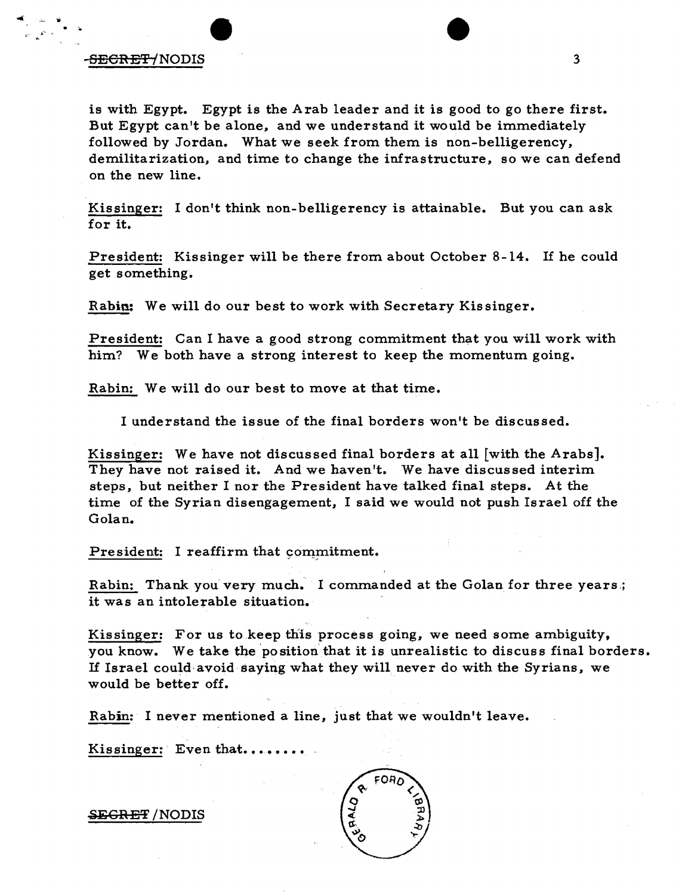is with Egypt. Egypt is the Arab leader and it is good to go there first. But Egypt can't be alone, and we understand it would be immediately followed by Jordan. What we seek from them is non-belligerency, demilitarization, and time to change the infrastructure, so we can defend on the new line.

Kissinger: I don't think non-belligerency is attainable. But you can ask for it.

President: Kissinger will be there from about October 8-14. If he could get something.

Rabin: We will do our best to work with Secretary Kissinger.

President: Can I have a good strong commitment that you will work with him? We both have a strong interest to keep the momentum going.

Rabin: We will do our best to move at that time.

I understand the issue of the final borders won't be discussed.

Kissinger: We have not discussed final borders at all [with the Arabs]. They have not raised it. And we haven't. We have discussed interim steps, but neither I nor the President have talked final steps. At the time of the Syrian disengagement, I said we would not push Israel off the Golan.

President: I reaffirm that commitment.

Rabin: Thank you very much. I commanded at the Golan for three years; it was an intolerable situation.

Kissinger: For us to keep this process going, we need some ambiguity, you know. We take the position that it is unrealistic to discuss final borders. If Israel could avoid saying what they will never do with the Syrians, we would be better off.

Rabin: I never mentioned a line, just that we wouldn't leave.

Kissinger: Even that........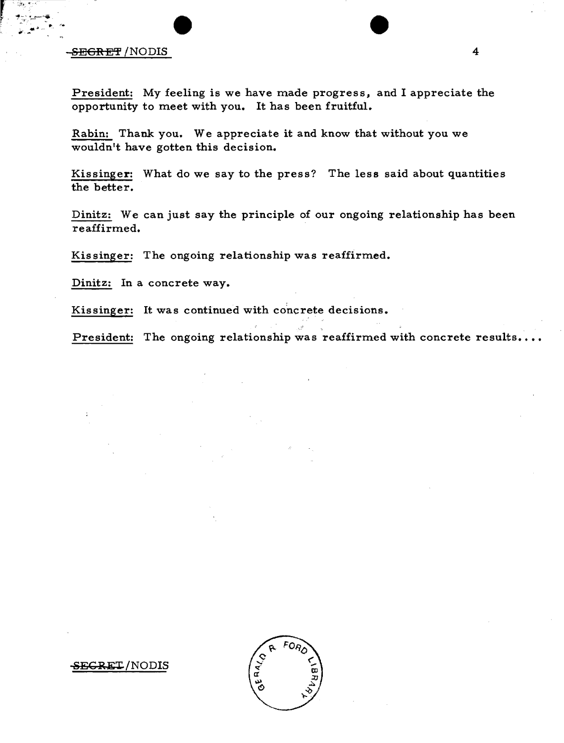President: My feeling is we have made progress, and I appreciate the opportunity to meet with you. It has been fruitful.

Rabin: Thank you. We appreciate it and know that without you we wouldn't have gotten this decision.

Kissinger: What do we say to the press? The less said about quantities the better.

Dinitz: We can just say the principle of our ongoing relationship has been reaffirmed.

Kissinger: The ongoing relationship was reaffirmed.

Dinitz: In a concrete way.

Kissinger: It was continued with concrete decisions.

President: The ongoing relationship was reaffirmed with concrete results....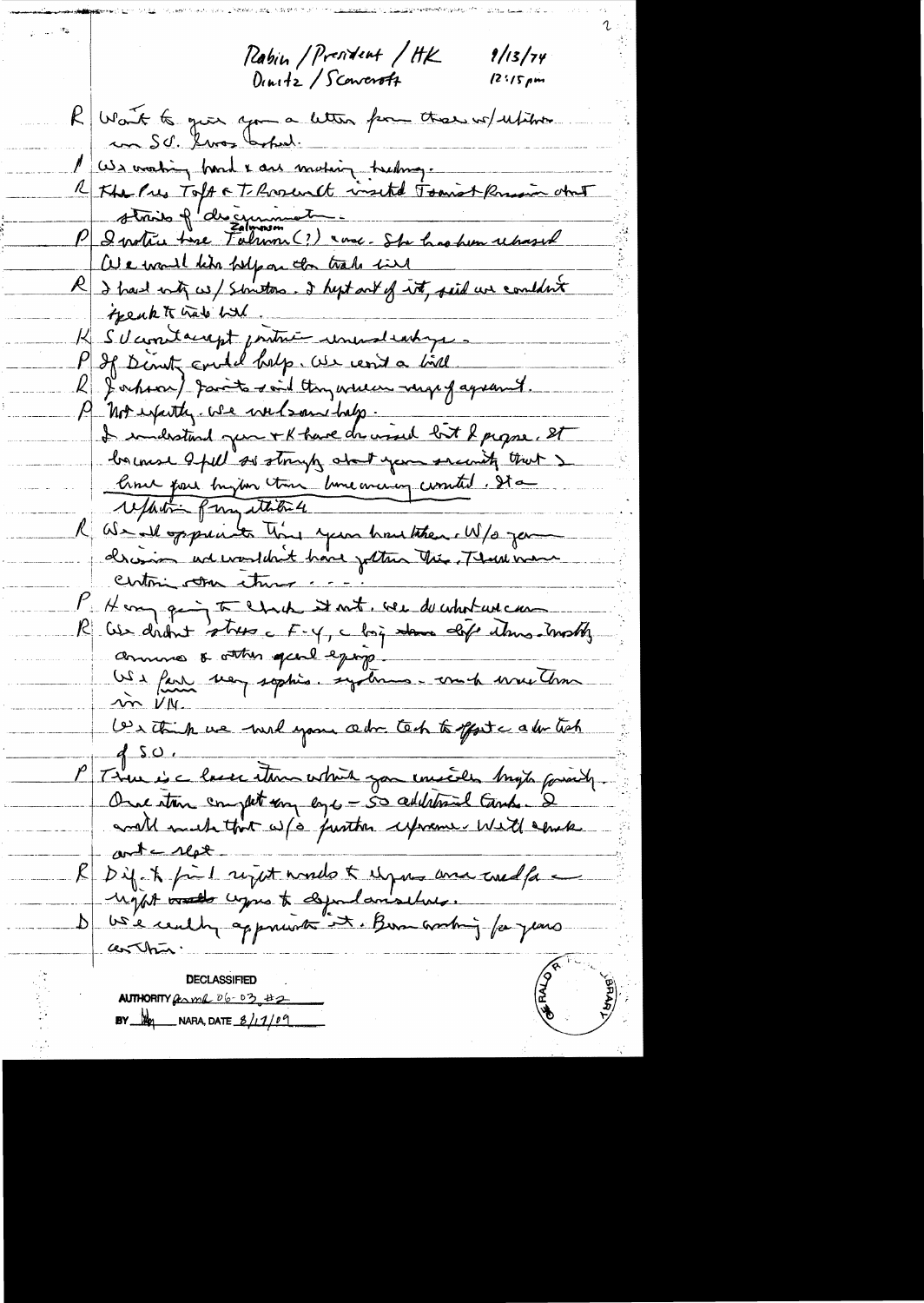Rabin / President / HK  9/13/74
Dinitz / Scowcroft  12:15 pm

R  Want to give you a letter from those w/ relatives in SU. Kissinger asked.

P  We working hard & are making headway.

R  The Pres Taft & T Roosevelt visited Tsarist Russia about strains of discrimination.

P  I notice that Zalmanson (?) case. She has been released.
We would like help on the trade bill.

R  I had mtg w/ Senators. I kept out of it, said we couldn't speak to trade bill.

K  SU won't accept written understandings.

P  If Dinitz could help. We want a bill.

R  Jackson / Javits said they were very gratified.

P  Not exactly. We need some help.
I understand you & K have discussed but I propose. It because I feel so strongly about your security that I have pushed bigger than we are committed. It a reflection of my attitude.

R  We all appreciate this you have taken. W/o your decision we wouldn't have gotten this. There were certain other items - - -

P  Having going to check it out. We do what we can.

R  We didn't stress the F-4, the big other dollar items. Mostly ammunition & other general equip.
We face very sophis. systems - much more than in VN.
We think we need your adv. tech to offset the adv tech of SU.

P  There is the laser item which you consider highly priority.
Our item completely eye - SO additional tanks. I would make that w/o further reference. We'll check out the rest.

R  Dif. to find right words to express our need for the right words express to defend ourselves.

D  We really appreciate it. Been working for years on this.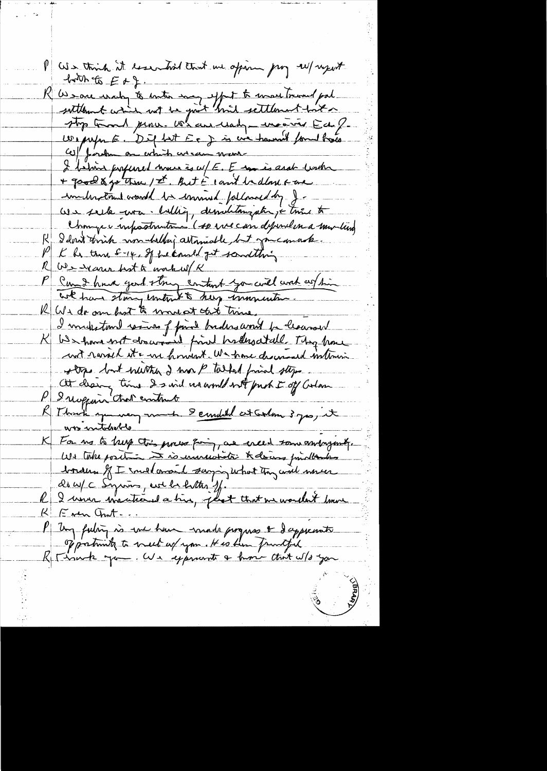P We think it essential that we affirm prog w/ respect both to E & J.

R We are ready to enter any effort to move toward peace settlement which not be just but settlement but a step toward peace. We are ready – re-arrive E & J. We prefer E. Dif bet E & J is we haven't found basis w/ Jordan on which we can move.

I believe preferred move is w/ E. E now is arab leader + good to go there 1st. But E can't be done & we understand would be promised followed by J.

We seek non-belligerency, demilitarization, & time to change & infrastructure (so we can defend on a new line)

R I don't think non-belligerency attainable, but you can ask.

P K be there 5-14. If he could get something

R We want best to work w/ K

P Can I have good strong content you will work w/ him – we have strong content to keep momentum.

R We do our best to move at that time.

I understand issues of final borders won't be discussed

K We have not discussed final borders at all. They have not raised it – we haven't. We have discussed interim steps but neither I nor P talked final steps.

At closing time I said we would not push I off Golan

P I reaffirm that content

R Thank you very much. I couldn't cut Golan 3 yrs; it was intolerable

K For us to keep this process going, we need some ambiguity. We take position it is unrealistic to discuss final borders. If I could avoid saying what they could never do w/ Syrians, would be better.

R I never mentioned a line, just that we wouldn't move

K Even that...

P My feeling is we have made progress & I appreciate opportunity to meet w/ you. It's been fruitful

R Thank you. We appreciate & hope that w/ you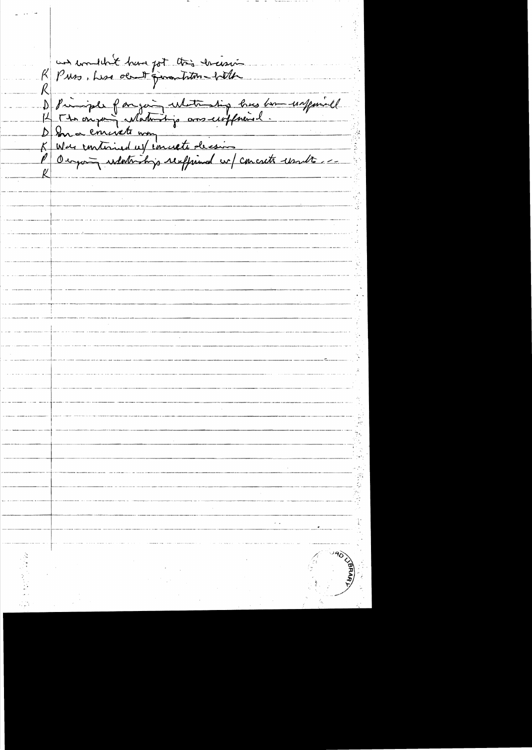we wouldn't have got this communiqué
K Pres. Less about guarantor - better
R
D Principle of ongoing relationship has been reaffirmed
K The ongoing relationship was reaffirmed.
D In a concrete way
K Was continued w/ concrete decisions
P Ongoing relationship reaffirmed w/ concrete results - -
K